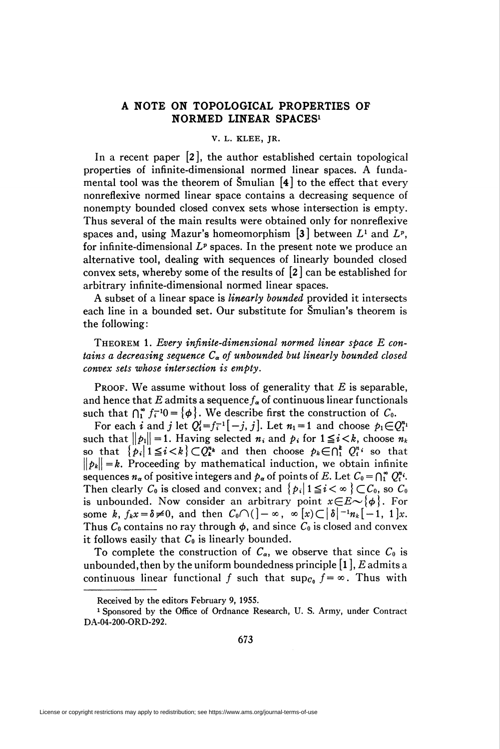# A NOTE ON TOPOLOGICAL PROPERTIES OF NORMED LINEAR SPACES[1]

V. L. KLEE, JR.

In a recent paper [2], the author established certain topological properties of infinite-dimensional normed linear spaces. A fundamental tool was the theorem of Šmulian [4] to the effect that every nonreflexive normed linear space contains a decreasing sequence of nonempty bounded closed convex sets whose intersection is empty. Thus several of the main results were obtained only for nonreflexive spaces and, using Mazur's homeomorphism [3] between $L^1$ and $L^p$, for infinite-dimensional $L^p$ spaces. In the present note we produce an alternative tool, dealing with sequences of linearly bounded closed convex sets, whereby some of the results of [2] can be established for arbitrary infinite-dimensional normed linear spaces.

A subset of a linear space is *linearly bounded* provided it intersects each line in a bounded set. Our substitute for Šmulian's theorem is the following:

THEOREM 1. *Every infinite-dimensional normed linear space $E$ contains a decreasing sequence $C_\alpha$ of unbounded but linearly bounded closed convex sets whose intersection is empty.*

PROOF. We assume without loss of generality that $E$ is separable, and hence that $E$ admits a sequence $f_\alpha$ of continuous linear functionals such that $\bigcap_1^\infty f_i^{-1}0 = \{\phi\}$. We describe first the construction of $C_0$.

For each $i$ and $j$ let $Q_i^j = f_i^{-1}[-j, j]$. Let $n_1 = 1$ and choose $p_1 \in Q_1^{n_1}$ such that $\|p_1\| = 1$. Having selected $n_i$ and $p_i$ for $1 \leq i < k$, choose $n_k$ so that $\{p_i \mid 1 \leq i < k\} \subset Q_k^{n_k}$ and then choose $p_k \in \bigcap_1^k Q_i^{n_i}$ so that $\|p_k\| = k$. Proceeding by mathematical induction, we obtain infinite sequences $n_\alpha$ of positive integers and $p_\alpha$ of points of $E$. Let $C_0 = \bigcap_1^\infty Q_i^{n_i}$. Then clearly $C_0$ is closed and convex; and $\{p_i \mid 1 \leq i < \infty\} \subset C_0$, so $C_0$ is unbounded. Now consider an arbitrary point $x \in E \sim \{\phi\}$. For some $k$, $f_k x = \delta \neq 0$, and then $C_0 \cap (]-\infty, \infty[x) \subset |\delta|^{-1} n_k [-1, 1]x$. Thus $C_0$ contains no ray through $\phi$, and since $C_0$ is closed and convex it follows easily that $C_0$ is linearly bounded.

To complete the construction of $C_\alpha$, we observe that since $C_0$ is unbounded, then by the uniform boundedness principle [1], $E$ admits a continuous linear functional $f$ such that $\sup_{C_0} f = \infty$. Thus with

---

Received by the editors February 9, 1955.

[1] Sponsored by the Office of Ordnance Research, U. S. Army, under Contract DA-04-200-ORD-292.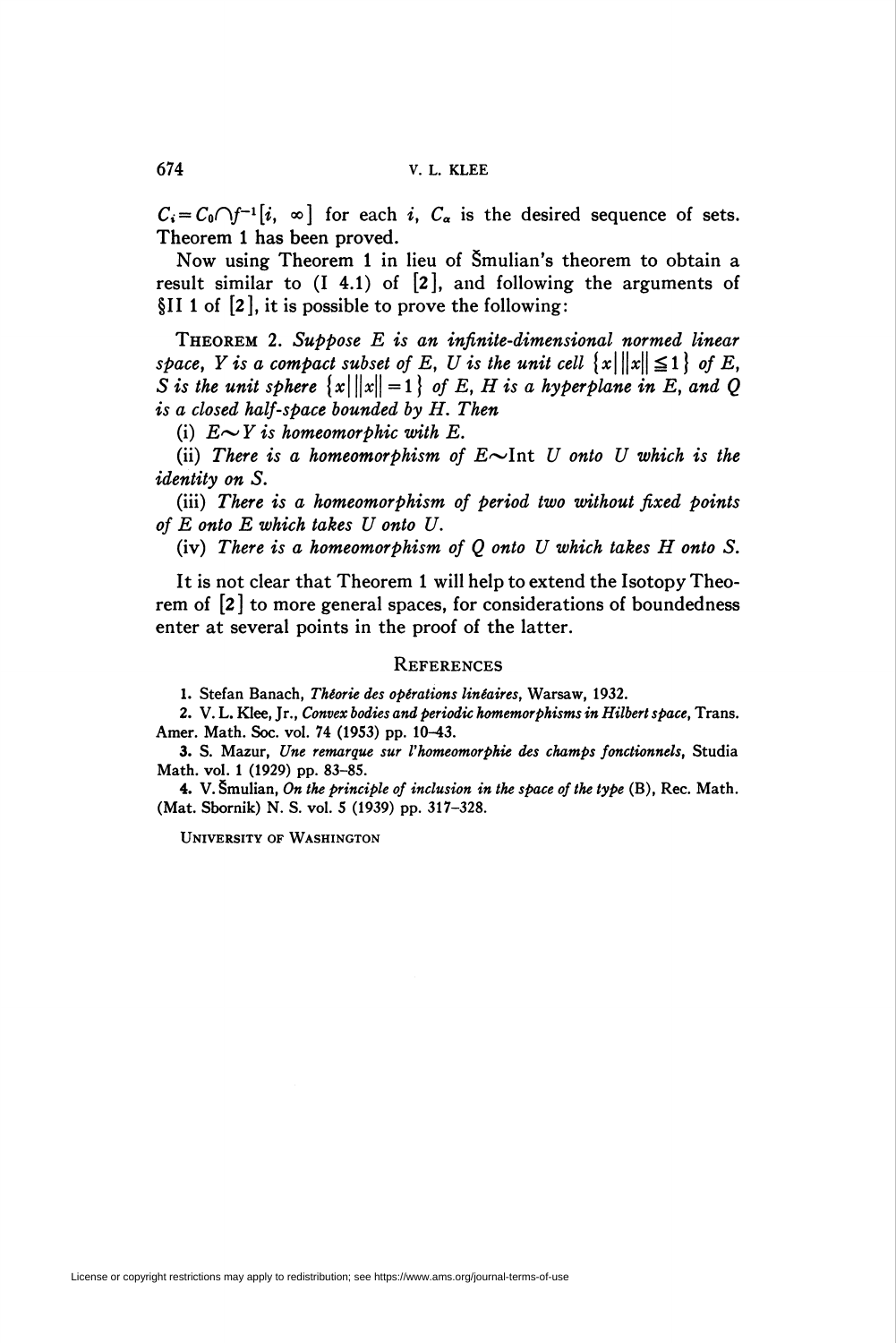$C_i = C_0 \cap f^{-1}[i, \infty]$ for each $i$, $C_\alpha$ is the desired sequence of sets. Theorem 1 has been proved.

Now using Theorem 1 in lieu of Šmulian's theorem to obtain a result similar to (I 4.1) of [2], and following the arguments of §II 1 of [2], it is possible to prove the following:

THEOREM 2. *Suppose $E$ is an infinite-dimensional normed linear space, $Y$ is a compact subset of $E$, $U$ is the unit cell $\{x \mid \|x\| \leqq 1\}$ of $E$, $S$ is the unit sphere $\{x \mid \|x\| = 1\}$ of $E$, $H$ is a hyperplane in $E$, and $Q$ is a closed half-space bounded by $H$. Then*

(i) *$E \sim Y$ is homeomorphic with $E$.*

(ii) *There is a homeomorphism of $E \sim \text{Int } U$ onto $U$ which is the identity on $S$.*

(iii) *There is a homeomorphism of period two without fixed points of $E$ onto $E$ which takes $U$ onto $U$.*

(iv) *There is a homeomorphism of $Q$ onto $U$ which takes $H$ onto $S$.*

It is not clear that Theorem 1 will help to extend the Isotopy Theorem of [2] to more general spaces, for considerations of boundedness enter at several points in the proof of the latter.

## REFERENCES

1. Stefan Banach, *Théorie des opérations linéaires*, Warsaw, 1932.

2. V. L. Klee, Jr., *Convex bodies and periodic homemorphisms in Hilbert space*, Trans. Amer. Math. Soc. vol. 74 (1953) pp. 10–43.

3. S. Mazur, *Une remarque sur l'homeomorphie des champs fonctionnels*, Studia Math. vol. 1 (1929) pp. 83–85.

4. V. Šmulian, *On the principle of inclusion in the space of the type* (B), Rec. Math. (Mat. Sbornik) N. S. vol. 5 (1939) pp. 317–328.

UNIVERSITY OF WASHINGTON